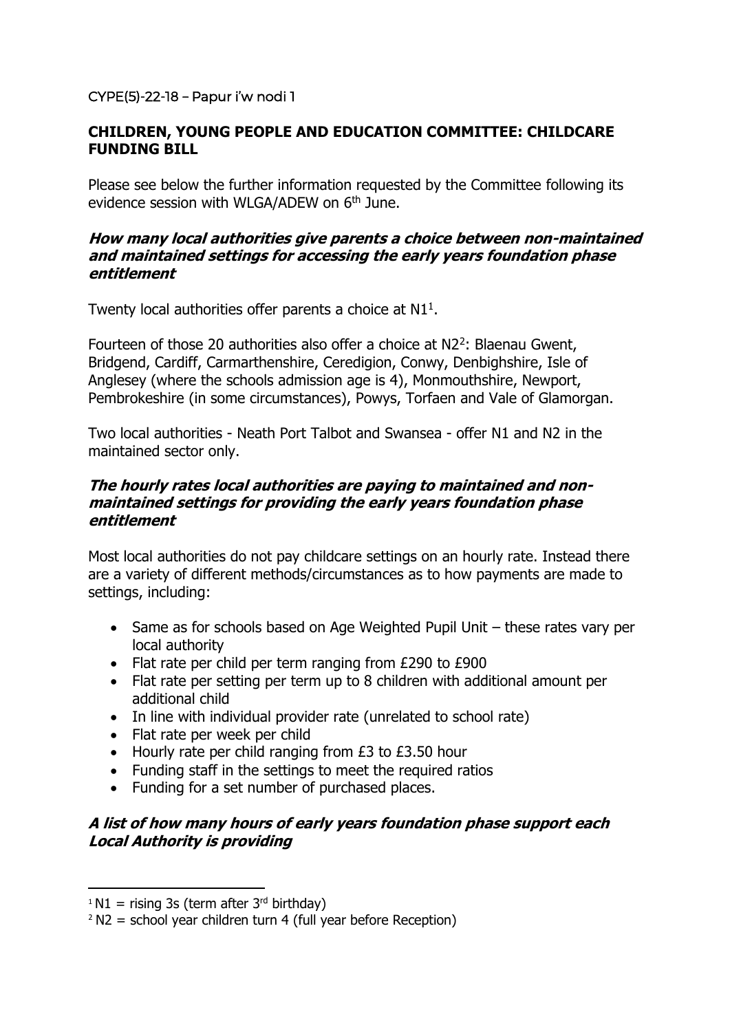CYPE(5)-22-18 – Papur i'w nodi 1

## CHILDREN, YOUNG PEOPLE AND EDUCATION COMMITTEE: CHILDCARE FUNDING BILL

Please see below the further information requested by the Committee following its evidence session with WLGA/ADEW on 6th June.

### *How many local authorities give parents a choice between non-maintained and maintained settings for accessing the early years foundation phase entitlement*

Twenty local authorities offer parents a choice at N1[1].

Fourteen of those 20 authorities also offer a choice at N2[2]: Blaenau Gwent, Bridgend, Cardiff, Carmarthenshire, Ceredigion, Conwy, Denbighshire, Isle of Anglesey (where the schools admission age is 4), Monmouthshire, Newport, Pembrokeshire (in some circumstances), Powys, Torfaen and Vale of Glamorgan.

Two local authorities - Neath Port Talbot and Swansea - offer N1 and N2 in the maintained sector only.

### *The hourly rates local authorities are paying to maintained and non-maintained settings for providing the early years foundation phase entitlement*

Most local authorities do not pay childcare settings on an hourly rate. Instead there are a variety of different methods/circumstances as to how payments are made to settings, including:

- Same as for schools based on Age Weighted Pupil Unit – these rates vary per local authority
- Flat rate per child per term ranging from £290 to £900
- Flat rate per setting per term up to 8 children with additional amount per additional child
- In line with individual provider rate (unrelated to school rate)
- Flat rate per week per child
- Hourly rate per child ranging from £3 to £3.50 hour
- Funding staff in the settings to meet the required ratios
- Funding for a set number of purchased places.

### *A list of how many hours of early years foundation phase support each Local Authority is providing*

[1] N1 = rising 3s (term after 3rd birthday)

[2] N2 = school year children turn 4 (full year before Reception)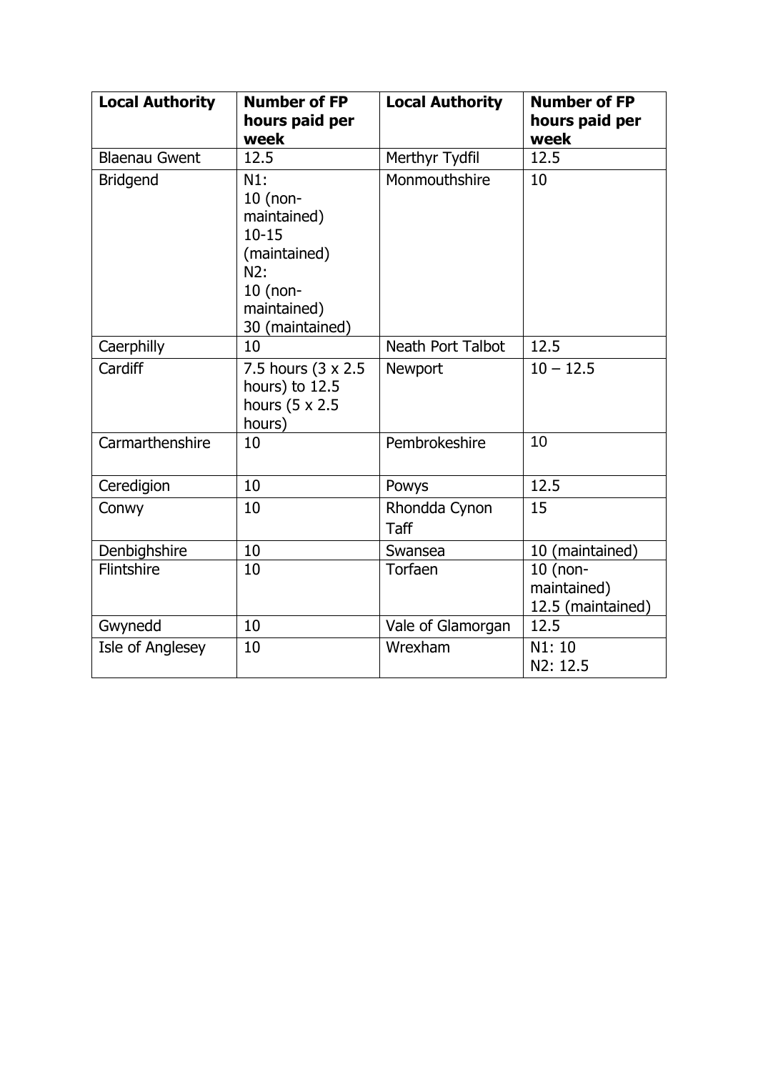| Local Authority | Number of FP hours paid per week | Local Authority | Number of FP hours paid per week |
|---|---|---|---|
| Blaenau Gwent | 12.5 | Merthyr Tydfil | 12.5 |
| Bridgend | N1: 10 (non-maintained) 10-15 (maintained) N2: 10 (non-maintained) 30 (maintained) | Monmouthshire | 10 |
| Caerphilly | 10 | Neath Port Talbot | 12.5 |
| Cardiff | 7.5 hours (3 x 2.5 hours) to 12.5 hours (5 x 2.5 hours) | Newport | 10 – 12.5 |
| Carmarthenshire | 10 | Pembrokeshire | 10 |
| Ceredigion | 10 | Powys | 12.5 |
| Conwy | 10 | Rhondda Cynon Taff | 15 |
| Denbighshire | 10 | Swansea | 10 (maintained) |
| Flintshire | 10 | Torfaen | 10 (non-maintained) 12.5 (maintained) |
| Gwynedd | 10 | Vale of Glamorgan | 12.5 |
| Isle of Anglesey | 10 | Wrexham | N1: 10 N2: 12.5 |